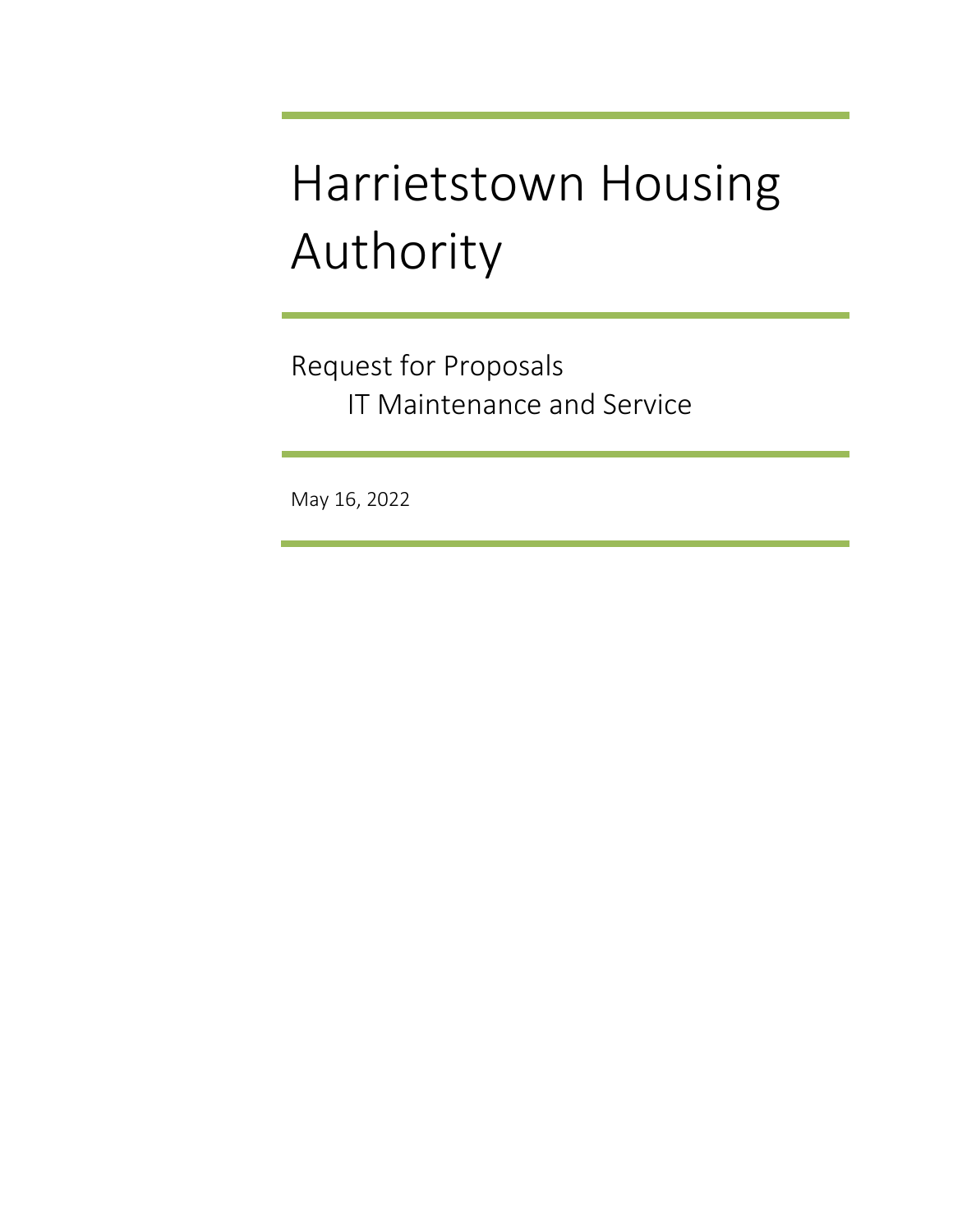# Harrietstown Housing Authority

## Request for Proposals

### IT Maintenance and Service

May 16, 2022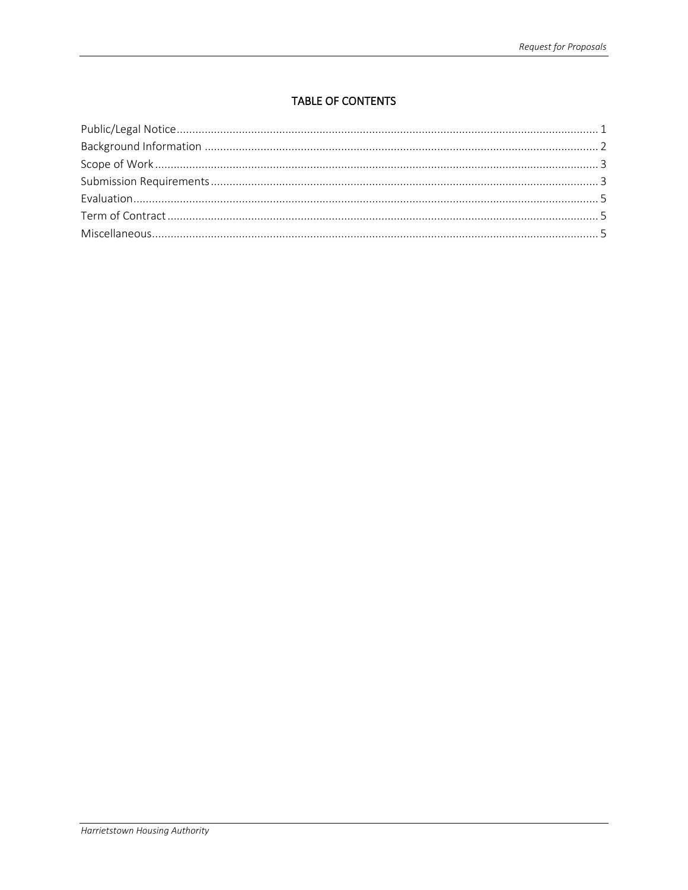## TABLE OF CONTENTS

Public/Legal Notice .......... 1
Background Information .......... 2
Scope of Work .......... 3
Submission Requirements .......... 3
Evaluation .......... 5
Term of Contract .......... 5
Miscellaneous .......... 5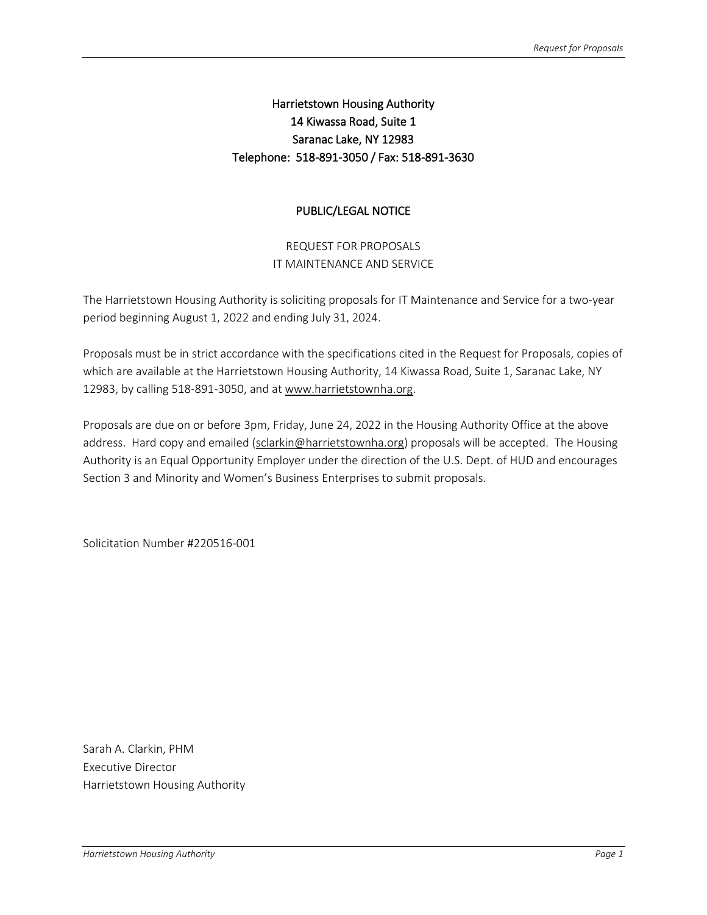**Harrietstown Housing Authority**
**14 Kiwassa Road, Suite 1**
**Saranac Lake, NY 12983**
**Telephone: 518-891-3050 / Fax: 518-891-3630**

## PUBLIC/LEGAL NOTICE

REQUEST FOR PROPOSALS
IT MAINTENANCE AND SERVICE

The Harrietstown Housing Authority is soliciting proposals for IT Maintenance and Service for a two-year period beginning August 1, 2022 and ending July 31, 2024.

Proposals must be in strict accordance with the specifications cited in the Request for Proposals, copies of which are available at the Harrietstown Housing Authority, 14 Kiwassa Road, Suite 1, Saranac Lake, NY 12983, by calling 518-891-3050, and at www.harrietstownha.org.

Proposals are due on or before 3pm, Friday, June 24, 2022 in the Housing Authority Office at the above address. Hard copy and emailed (sclarkin@harrietstownha.org) proposals will be accepted. The Housing Authority is an Equal Opportunity Employer under the direction of the U.S. Dept. of HUD and encourages Section 3 and Minority and Women's Business Enterprises to submit proposals.

Solicitation Number #220516-001

Sarah A. Clarkin, PHM
Executive Director
Harrietstown Housing Authority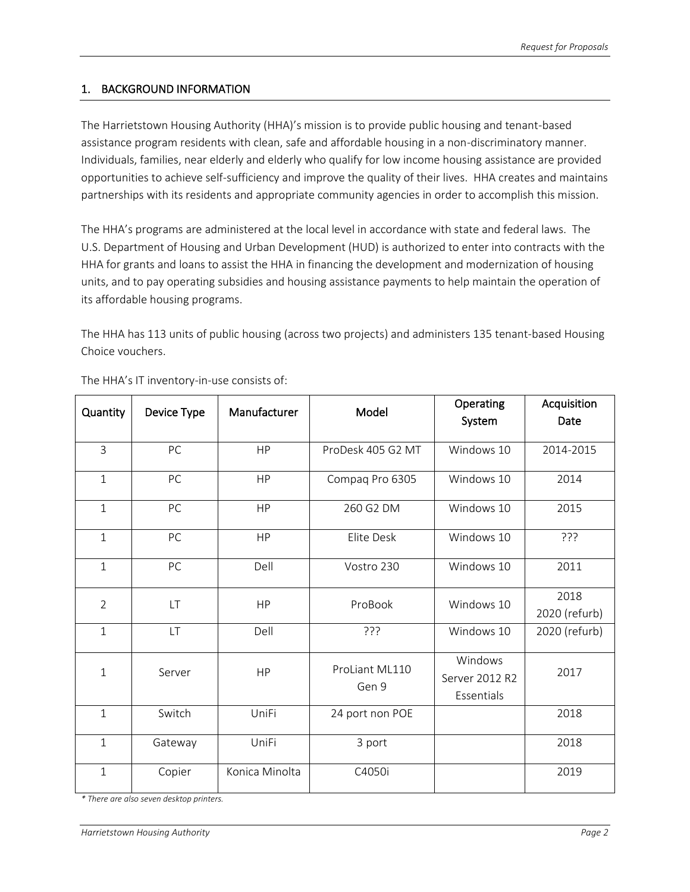## 1. BACKGROUND INFORMATION

The Harrietstown Housing Authority (HHA)'s mission is to provide public housing and tenant-based assistance program residents with clean, safe and affordable housing in a non-discriminatory manner. Individuals, families, near elderly and elderly who qualify for low income housing assistance are provided opportunities to achieve self-sufficiency and improve the quality of their lives. HHA creates and maintains partnerships with its residents and appropriate community agencies in order to accomplish this mission.

The HHA's programs are administered at the local level in accordance with state and federal laws. The U.S. Department of Housing and Urban Development (HUD) is authorized to enter into contracts with the HHA for grants and loans to assist the HHA in financing the development and modernization of housing units, and to pay operating subsidies and housing assistance payments to help maintain the operation of its affordable housing programs.

The HHA has 113 units of public housing (across two projects) and administers 135 tenant-based Housing Choice vouchers.

The HHA's IT inventory-in-use consists of:

| Quantity | Device Type | Manufacturer | Model | Operating System | Acquisition Date |
|---|---|---|---|---|---|
| 3 | PC | HP | ProDesk 405 G2 MT | Windows 10 | 2014-2015 |
| 1 | PC | HP | Compaq Pro 6305 | Windows 10 | 2014 |
| 1 | PC | HP | 260 G2 DM | Windows 10 | 2015 |
| 1 | PC | HP | Elite Desk | Windows 10 | ??? |
| 1 | PC | Dell | Vostro 230 | Windows 10 | 2011 |
| 2 | LT | HP | ProBook | Windows 10 | 2018<br>2020 (refurb) |
| 1 | LT | Dell | ??? | Windows 10 | 2020 (refurb) |
| 1 | Server | HP | ProLiant ML110 Gen 9 | Windows Server 2012 R2 Essentials | 2017 |
| 1 | Switch | UniFi | 24 port non POE | | 2018 |
| 1 | Gateway | UniFi | 3 port | | 2018 |
| 1 | Copier | Konica Minolta | C4050i | | 2019 |

*\* There are also seven desktop printers.*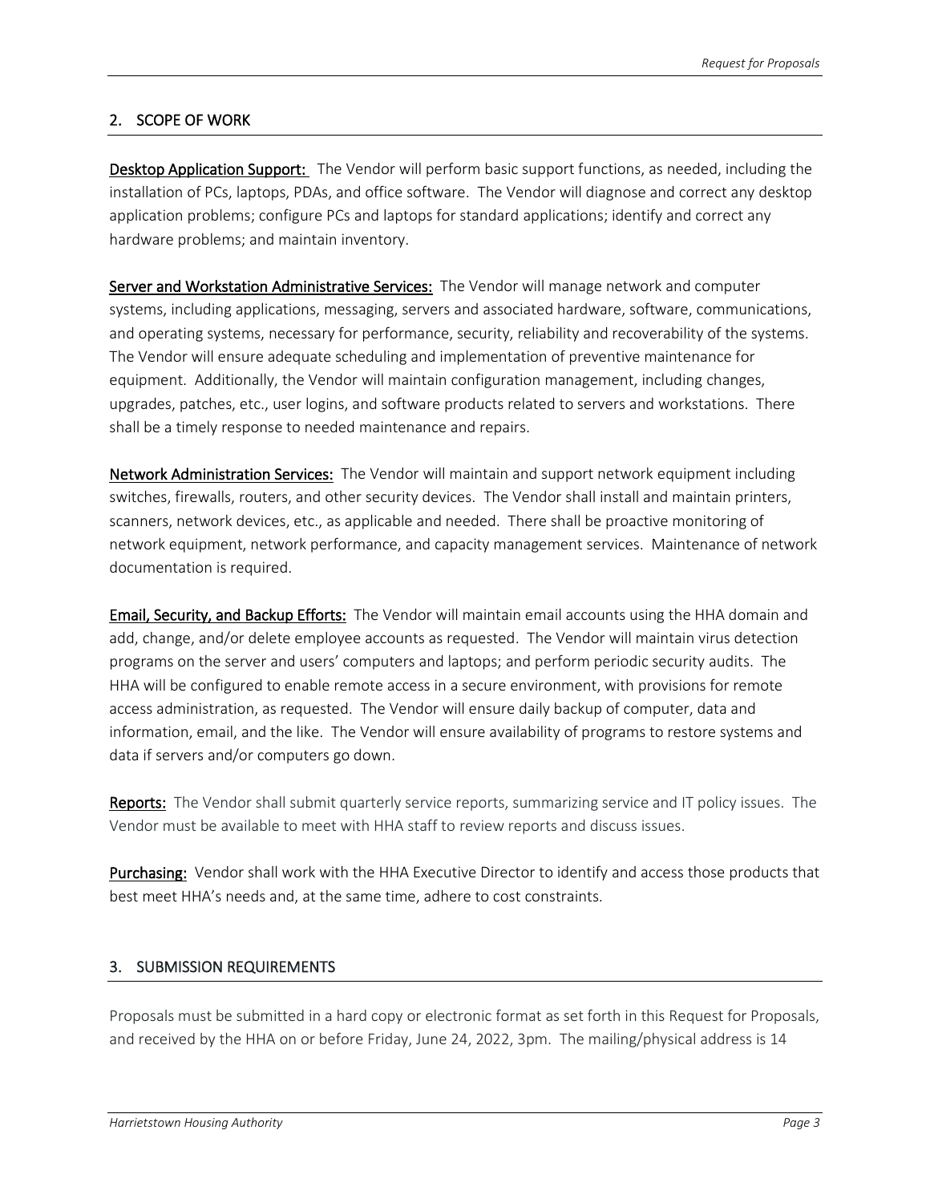## 2. SCOPE OF WORK

**Desktop Application Support:** The Vendor will perform basic support functions, as needed, including the installation of PCs, laptops, PDAs, and office software. The Vendor will diagnose and correct any desktop application problems; configure PCs and laptops for standard applications; identify and correct any hardware problems; and maintain inventory.

**Server and Workstation Administrative Services:** The Vendor will manage network and computer systems, including applications, messaging, servers and associated hardware, software, communications, and operating systems, necessary for performance, security, reliability and recoverability of the systems. The Vendor will ensure adequate scheduling and implementation of preventive maintenance for equipment. Additionally, the Vendor will maintain configuration management, including changes, upgrades, patches, etc., user logins, and software products related to servers and workstations. There shall be a timely response to needed maintenance and repairs.

**Network Administration Services:** The Vendor will maintain and support network equipment including switches, firewalls, routers, and other security devices. The Vendor shall install and maintain printers, scanners, network devices, etc., as applicable and needed. There shall be proactive monitoring of network equipment, network performance, and capacity management services. Maintenance of network documentation is required.

**Email, Security, and Backup Efforts:** The Vendor will maintain email accounts using the HHA domain and add, change, and/or delete employee accounts as requested. The Vendor will maintain virus detection programs on the server and users' computers and laptops; and perform periodic security audits. The HHA will be configured to enable remote access in a secure environment, with provisions for remote access administration, as requested. The Vendor will ensure daily backup of computer, data and information, email, and the like. The Vendor will ensure availability of programs to restore systems and data if servers and/or computers go down.

**Reports:** The Vendor shall submit quarterly service reports, summarizing service and IT policy issues. The Vendor must be available to meet with HHA staff to review reports and discuss issues.

**Purchasing:** Vendor shall work with the HHA Executive Director to identify and access those products that best meet HHA's needs and, at the same time, adhere to cost constraints.

## 3. SUBMISSION REQUIREMENTS

Proposals must be submitted in a hard copy or electronic format as set forth in this Request for Proposals, and received by the HHA on or before Friday, June 24, 2022, 3pm. The mailing/physical address is 14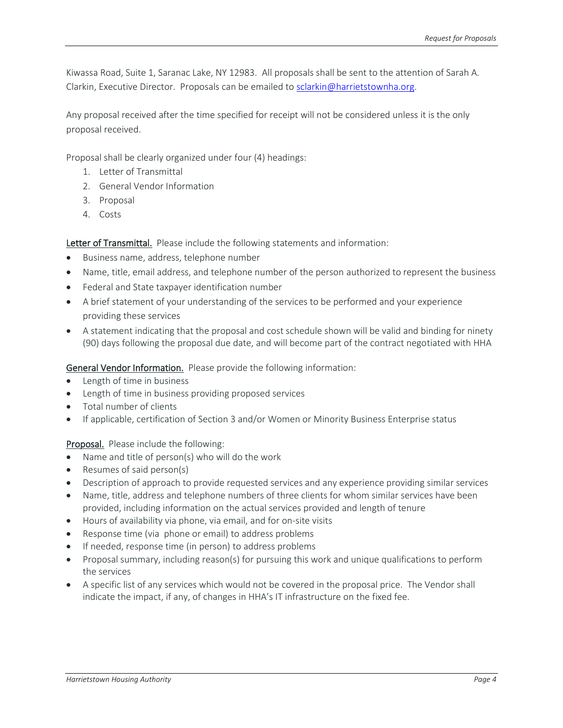Kiwassa Road, Suite 1, Saranac Lake, NY 12983. All proposals shall be sent to the attention of Sarah A. Clarkin, Executive Director. Proposals can be emailed to [sclarkin@harrietstownha.org](mailto:sclarkin@harrietstownha.org).

Any proposal received after the time specified for receipt will not be considered unless it is the only proposal received.

Proposal shall be clearly organized under four (4) headings:

1. Letter of Transmittal
2. General Vendor Information
3. Proposal
4. Costs

__Letter of Transmittal.__ Please include the following statements and information:

- Business name, address, telephone number
- Name, title, email address, and telephone number of the person authorized to represent the business
- Federal and State taxpayer identification number
- A brief statement of your understanding of the services to be performed and your experience providing these services
- A statement indicating that the proposal and cost schedule shown will be valid and binding for ninety (90) days following the proposal due date, and will become part of the contract negotiated with HHA

__General Vendor Information.__ Please provide the following information:

- Length of time in business
- Length of time in business providing proposed services
- Total number of clients
- If applicable, certification of Section 3 and/or Women or Minority Business Enterprise status

__Proposal.__ Please include the following:

- Name and title of person(s) who will do the work
- Resumes of said person(s)
- Description of approach to provide requested services and any experience providing similar services
- Name, title, address and telephone numbers of three clients for whom similar services have been provided, including information on the actual services provided and length of tenure
- Hours of availability via phone, via email, and for on-site visits
- Response time (via phone or email) to address problems
- If needed, response time (in person) to address problems
- Proposal summary, including reason(s) for pursuing this work and unique qualifications to perform the services
- A specific list of any services which would not be covered in the proposal price. The Vendor shall indicate the impact, if any, of changes in HHA's IT infrastructure on the fixed fee.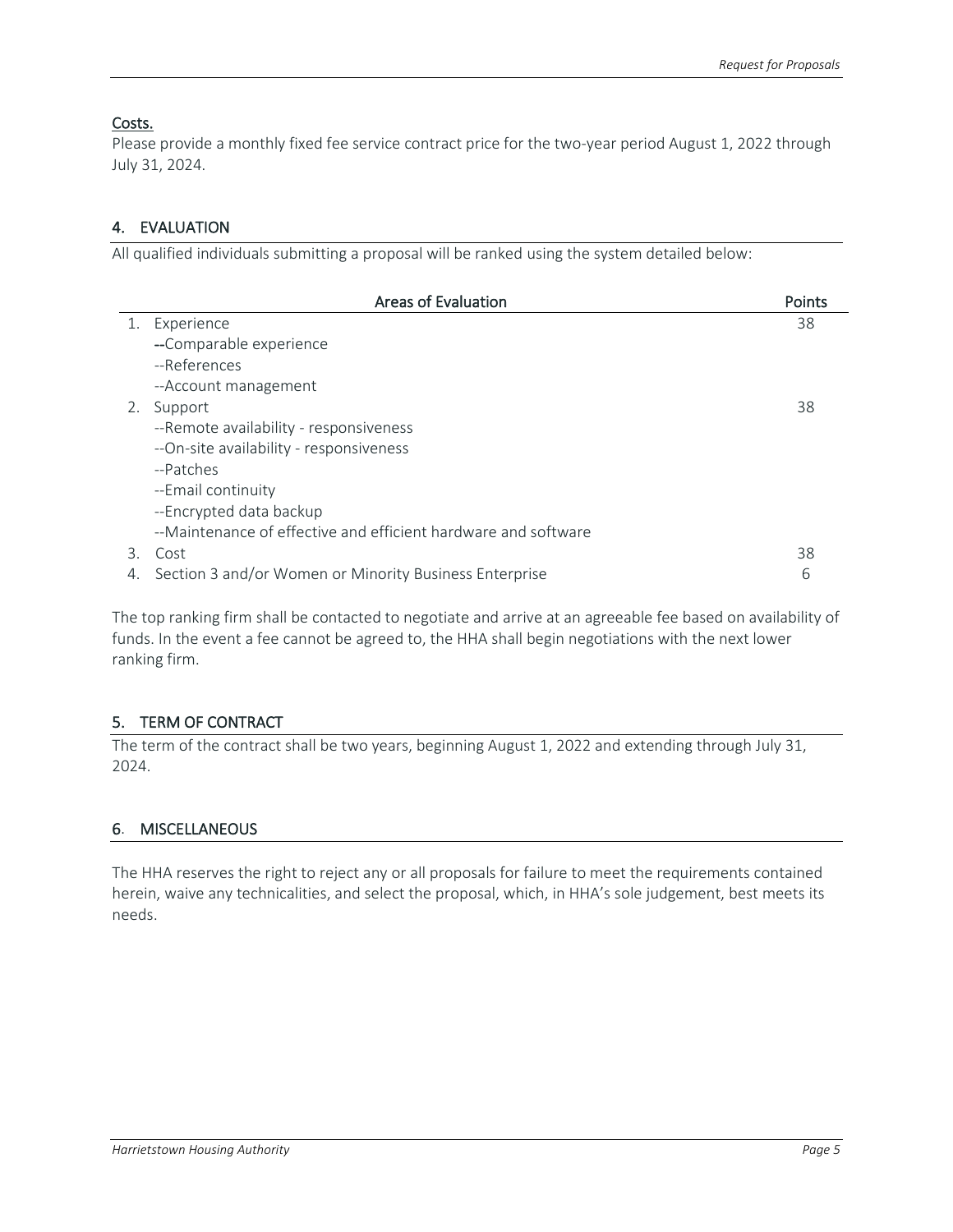**Costs.**

Please provide a monthly fixed fee service contract price for the two-year period August 1, 2022 through July 31, 2024.

## 4. EVALUATION

All qualified individuals submitting a proposal will be ranked using the system detailed below:

| Areas of Evaluation | Points |
|---|---|
| 1. Experience<br>--Comparable experience<br>--References<br>--Account management | 38 |
| 2. Support<br>--Remote availability - responsiveness<br>--On-site availability - responsiveness<br>--Patches<br>--Email continuity<br>--Encrypted data backup<br>--Maintenance of effective and efficient hardware and software | 38 |
| 3. Cost | 38 |
| 4. Section 3 and/or Women or Minority Business Enterprise | 6 |

The top ranking firm shall be contacted to negotiate and arrive at an agreeable fee based on availability of funds. In the event a fee cannot be agreed to, the HHA shall begin negotiations with the next lower ranking firm.

## 5. TERM OF CONTRACT

The term of the contract shall be two years, beginning August 1, 2022 and extending through July 31, 2024.

## 6. MISCELLANEOUS

The HHA reserves the right to reject any or all proposals for failure to meet the requirements contained herein, waive any technicalities, and select the proposal, which, in HHA's sole judgement, best meets its needs.